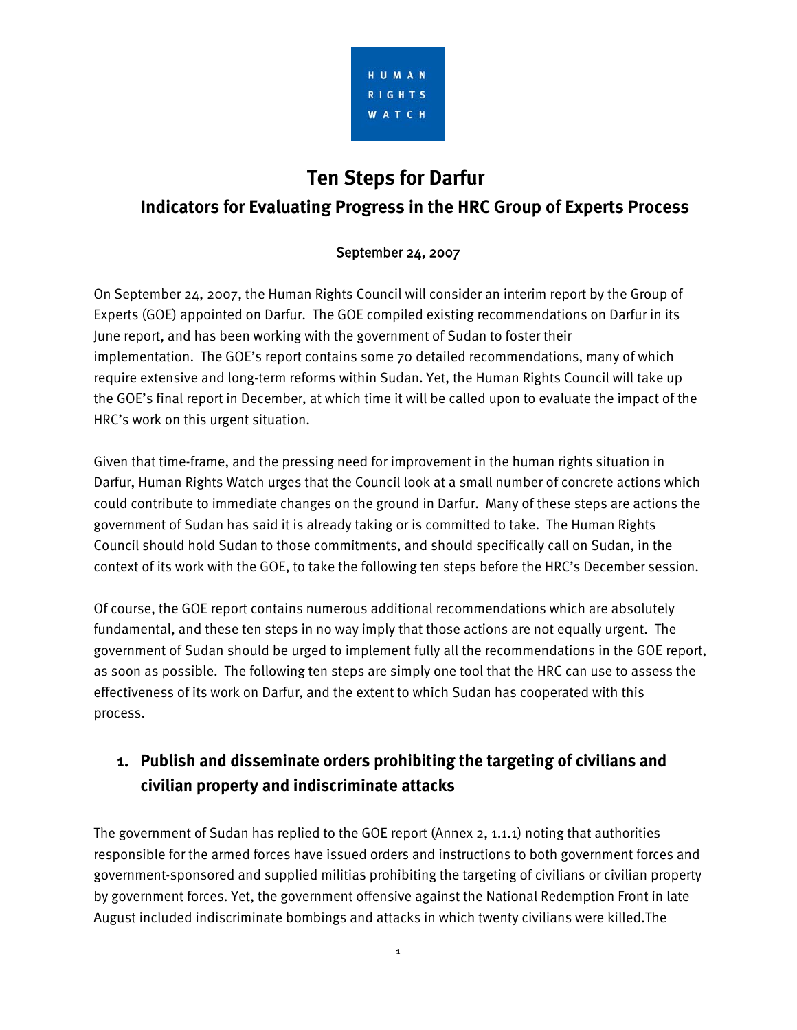HUMAN RIGHTS WATCH

# Ten Steps for Darfur

## Indicators for Evaluating Progress in the HRC Group of Experts Process

September 24, 2007

On September 24, 2007, the Human Rights Council will consider an interim report by the Group of Experts (GOE) appointed on Darfur. The GOE compiled existing recommendations on Darfur in its June report, and has been working with the government of Sudan to foster their implementation. The GOE's report contains some 70 detailed recommendations, many of which require extensive and long-term reforms within Sudan. Yet, the Human Rights Council will take up the GOE's final report in December, at which time it will be called upon to evaluate the impact of the HRC's work on this urgent situation.

Given that time-frame, and the pressing need for improvement in the human rights situation in Darfur, Human Rights Watch urges that the Council look at a small number of concrete actions which could contribute to immediate changes on the ground in Darfur. Many of these steps are actions the government of Sudan has said it is already taking or is committed to take. The Human Rights Council should hold Sudan to those commitments, and should specifically call on Sudan, in the context of its work with the GOE, to take the following ten steps before the HRC's December session.

Of course, the GOE report contains numerous additional recommendations which are absolutely fundamental, and these ten steps in no way imply that those actions are not equally urgent. The government of Sudan should be urged to implement fully all the recommendations in the GOE report, as soon as possible. The following ten steps are simply one tool that the HRC can use to assess the effectiveness of its work on Darfur, and the extent to which Sudan has cooperated with this process.

### 1. Publish and disseminate orders prohibiting the targeting of civilians and civilian property and indiscriminate attacks

The government of Sudan has replied to the GOE report (Annex 2, 1.1.1) noting that authorities responsible for the armed forces have issued orders and instructions to both government forces and government-sponsored and supplied militias prohibiting the targeting of civilians or civilian property by government forces. Yet, the government offensive against the National Redemption Front in late August included indiscriminate bombings and attacks in which twenty civilians were killed.The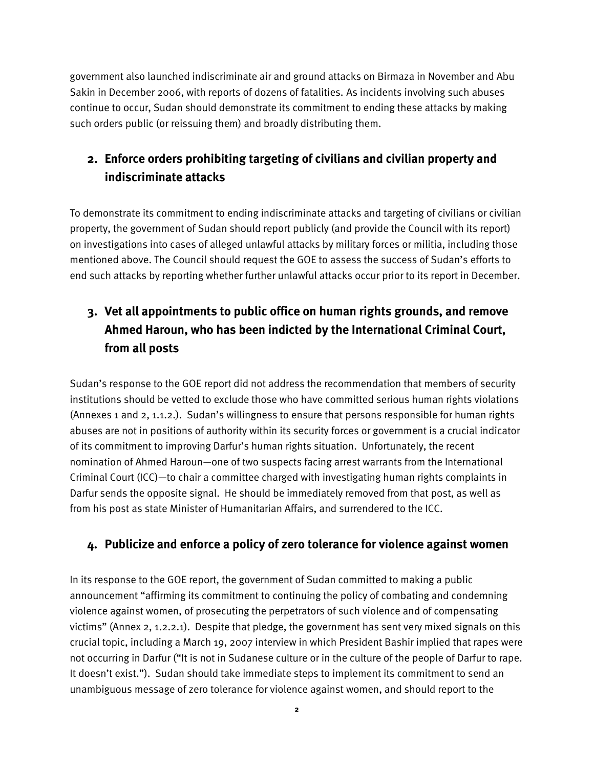government also launched indiscriminate air and ground attacks on Birmaza in November and Abu Sakin in December 2006, with reports of dozens of fatalities. As incidents involving such abuses continue to occur, Sudan should demonstrate its commitment to ending these attacks by making such orders public (or reissuing them) and broadly distributing them.

## 2. Enforce orders prohibiting targeting of civilians and civilian property and indiscriminate attacks

To demonstrate its commitment to ending indiscriminate attacks and targeting of civilians or civilian property, the government of Sudan should report publicly (and provide the Council with its report) on investigations into cases of alleged unlawful attacks by military forces or militia, including those mentioned above. The Council should request the GOE to assess the success of Sudan's efforts to end such attacks by reporting whether further unlawful attacks occur prior to its report in December.

## 3. Vet all appointments to public office on human rights grounds, and remove Ahmed Haroun, who has been indicted by the International Criminal Court, from all posts

Sudan's response to the GOE report did not address the recommendation that members of security institutions should be vetted to exclude those who have committed serious human rights violations (Annexes 1 and 2, 1.1.2.). Sudan's willingness to ensure that persons responsible for human rights abuses are not in positions of authority within its security forces or government is a crucial indicator of its commitment to improving Darfur's human rights situation. Unfortunately, the recent nomination of Ahmed Haroun—one of two suspects facing arrest warrants from the International Criminal Court (ICC)—to chair a committee charged with investigating human rights complaints in Darfur sends the opposite signal. He should be immediately removed from that post, as well as from his post as state Minister of Humanitarian Affairs, and surrendered to the ICC.

## 4. Publicize and enforce a policy of zero tolerance for violence against women

In its response to the GOE report, the government of Sudan committed to making a public announcement "affirming its commitment to continuing the policy of combating and condemning violence against women, of prosecuting the perpetrators of such violence and of compensating victims" (Annex 2, 1.2.2.1). Despite that pledge, the government has sent very mixed signals on this crucial topic, including a March 19, 2007 interview in which President Bashir implied that rapes were not occurring in Darfur ("It is not in Sudanese culture or in the culture of the people of Darfur to rape. It doesn't exist."). Sudan should take immediate steps to implement its commitment to send an unambiguous message of zero tolerance for violence against women, and should report to the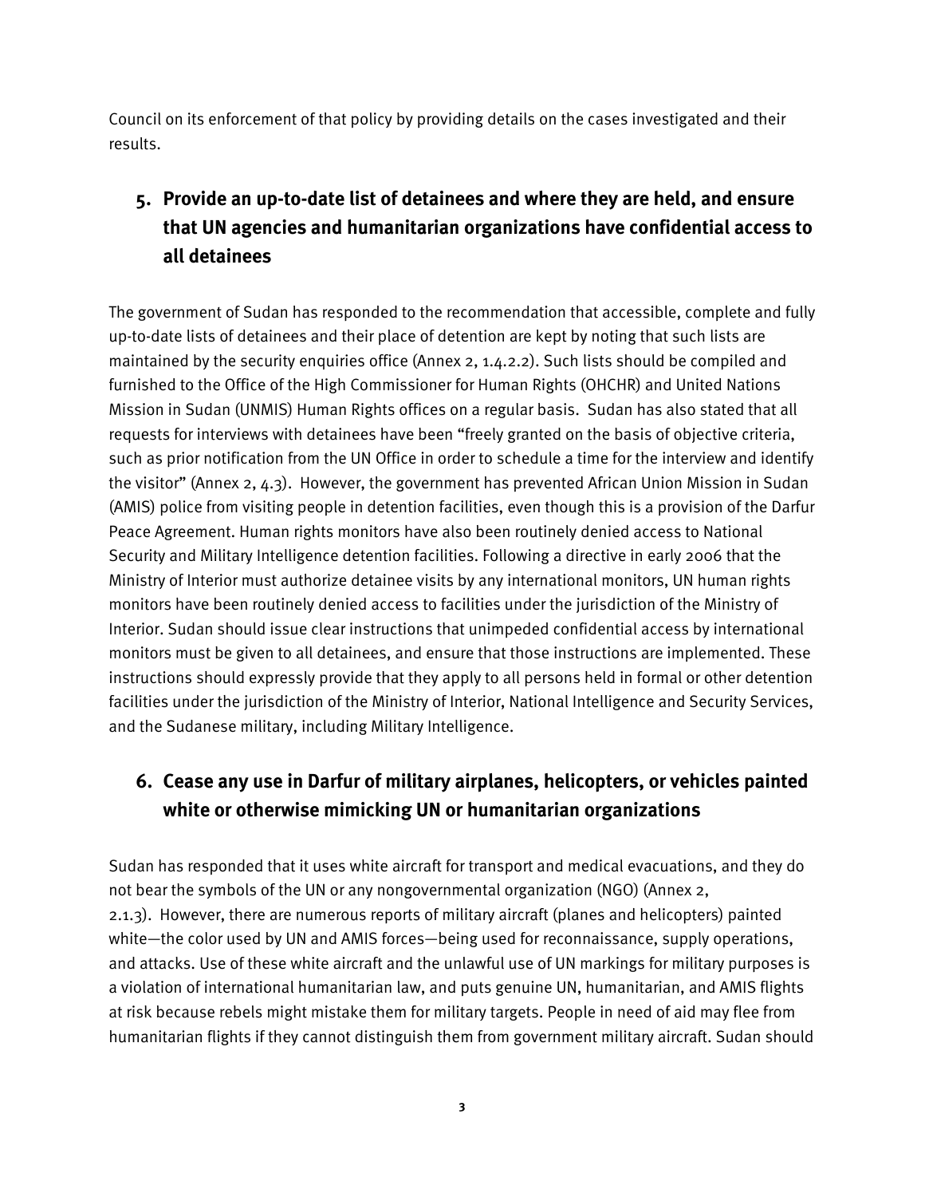Council on its enforcement of that policy by providing details on the cases investigated and their results.

## 5. Provide an up-to-date list of detainees and where they are held, and ensure that UN agencies and humanitarian organizations have confidential access to all detainees

The government of Sudan has responded to the recommendation that accessible, complete and fully up-to-date lists of detainees and their place of detention are kept by noting that such lists are maintained by the security enquiries office (Annex 2, 1.4.2.2). Such lists should be compiled and furnished to the Office of the High Commissioner for Human Rights (OHCHR) and United Nations Mission in Sudan (UNMIS) Human Rights offices on a regular basis. Sudan has also stated that all requests for interviews with detainees have been "freely granted on the basis of objective criteria, such as prior notification from the UN Office in order to schedule a time for the interview and identify the visitor" (Annex 2, 4.3). However, the government has prevented African Union Mission in Sudan (AMIS) police from visiting people in detention facilities, even though this is a provision of the Darfur Peace Agreement. Human rights monitors have also been routinely denied access to National Security and Military Intelligence detention facilities. Following a directive in early 2006 that the Ministry of Interior must authorize detainee visits by any international monitors, UN human rights monitors have been routinely denied access to facilities under the jurisdiction of the Ministry of Interior. Sudan should issue clear instructions that unimpeded confidential access by international monitors must be given to all detainees, and ensure that those instructions are implemented. These instructions should expressly provide that they apply to all persons held in formal or other detention facilities under the jurisdiction of the Ministry of Interior, National Intelligence and Security Services, and the Sudanese military, including Military Intelligence.

## 6. Cease any use in Darfur of military airplanes, helicopters, or vehicles painted white or otherwise mimicking UN or humanitarian organizations

Sudan has responded that it uses white aircraft for transport and medical evacuations, and they do not bear the symbols of the UN or any nongovernmental organization (NGO) (Annex 2, 2.1.3). However, there are numerous reports of military aircraft (planes and helicopters) painted white—the color used by UN and AMIS forces—being used for reconnaissance, supply operations, and attacks. Use of these white aircraft and the unlawful use of UN markings for military purposes is a violation of international humanitarian law, and puts genuine UN, humanitarian, and AMIS flights at risk because rebels might mistake them for military targets. People in need of aid may flee from humanitarian flights if they cannot distinguish them from government military aircraft. Sudan should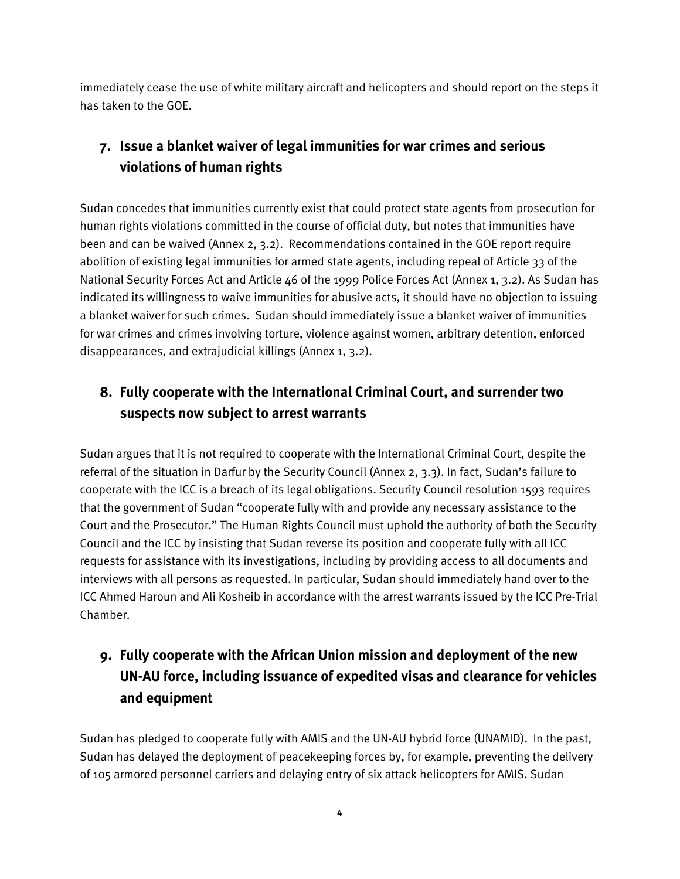immediately cease the use of white military aircraft and helicopters and should report on the steps it has taken to the GOE.

## 7. Issue a blanket waiver of legal immunities for war crimes and serious violations of human rights

Sudan concedes that immunities currently exist that could protect state agents from prosecution for human rights violations committed in the course of official duty, but notes that immunities have been and can be waived (Annex 2, 3.2). Recommendations contained in the GOE report require abolition of existing legal immunities for armed state agents, including repeal of Article 33 of the National Security Forces Act and Article 46 of the 1999 Police Forces Act (Annex 1, 3.2). As Sudan has indicated its willingness to waive immunities for abusive acts, it should have no objection to issuing a blanket waiver for such crimes. Sudan should immediately issue a blanket waiver of immunities for war crimes and crimes involving torture, violence against women, arbitrary detention, enforced disappearances, and extrajudicial killings (Annex 1, 3.2).

## 8. Fully cooperate with the International Criminal Court, and surrender two suspects now subject to arrest warrants

Sudan argues that it is not required to cooperate with the International Criminal Court, despite the referral of the situation in Darfur by the Security Council (Annex 2, 3.3). In fact, Sudan's failure to cooperate with the ICC is a breach of its legal obligations. Security Council resolution 1593 requires that the government of Sudan "cooperate fully with and provide any necessary assistance to the Court and the Prosecutor." The Human Rights Council must uphold the authority of both the Security Council and the ICC by insisting that Sudan reverse its position and cooperate fully with all ICC requests for assistance with its investigations, including by providing access to all documents and interviews with all persons as requested. In particular, Sudan should immediately hand over to the ICC Ahmed Haroun and Ali Kosheib in accordance with the arrest warrants issued by the ICC Pre-Trial Chamber.

## 9. Fully cooperate with the African Union mission and deployment of the new UN-AU force, including issuance of expedited visas and clearance for vehicles and equipment

Sudan has pledged to cooperate fully with AMIS and the UN-AU hybrid force (UNAMID). In the past, Sudan has delayed the deployment of peacekeeping forces by, for example, preventing the delivery of 105 armored personnel carriers and delaying entry of six attack helicopters for AMIS. Sudan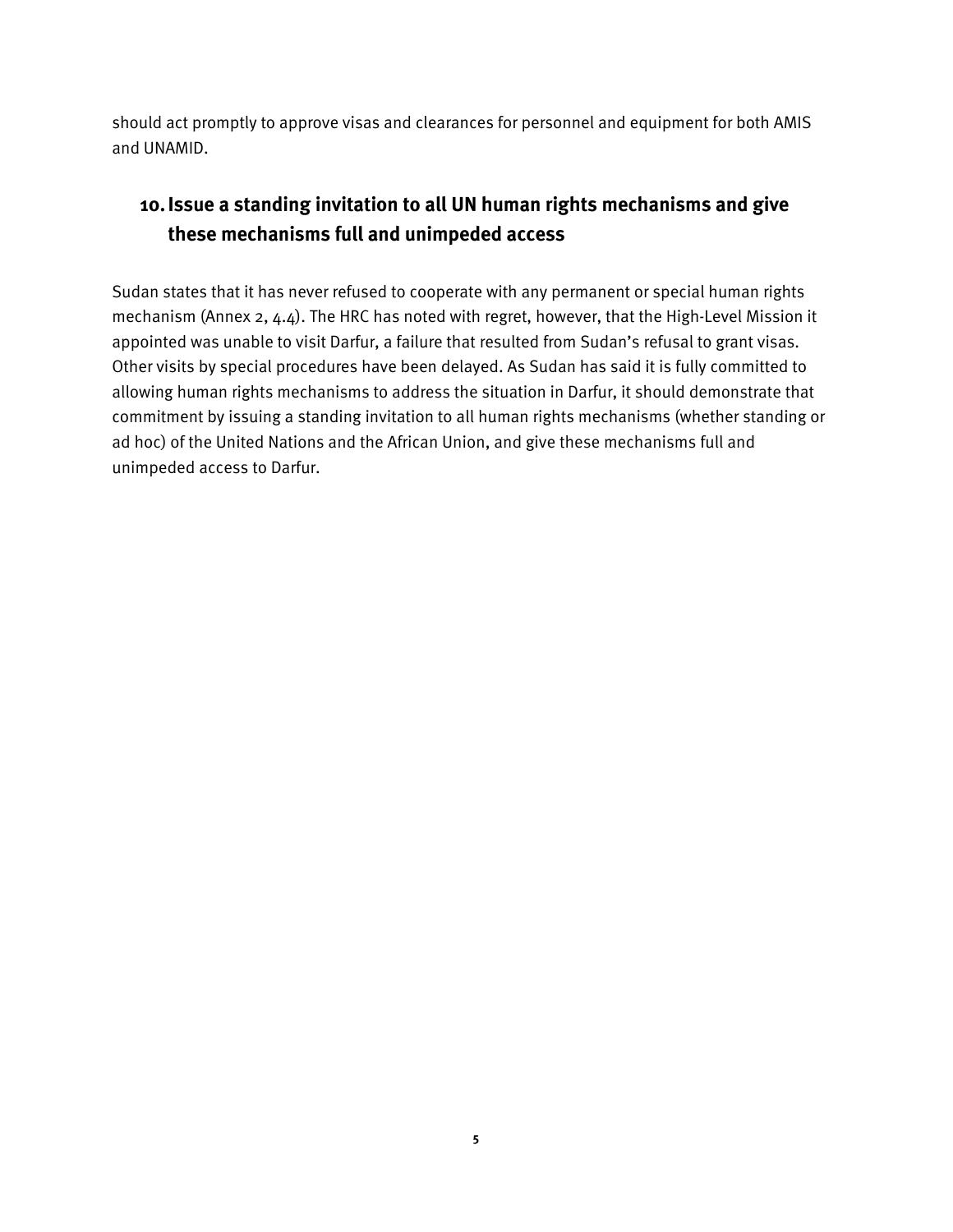should act promptly to approve visas and clearances for personnel and equipment for both AMIS and UNAMID.

## 10. Issue a standing invitation to all UN human rights mechanisms and give these mechanisms full and unimpeded access

Sudan states that it has never refused to cooperate with any permanent or special human rights mechanism (Annex 2, 4.4). The HRC has noted with regret, however, that the High-Level Mission it appointed was unable to visit Darfur, a failure that resulted from Sudan's refusal to grant visas. Other visits by special procedures have been delayed. As Sudan has said it is fully committed to allowing human rights mechanisms to address the situation in Darfur, it should demonstrate that commitment by issuing a standing invitation to all human rights mechanisms (whether standing or ad hoc) of the United Nations and the African Union, and give these mechanisms full and unimpeded access to Darfur.